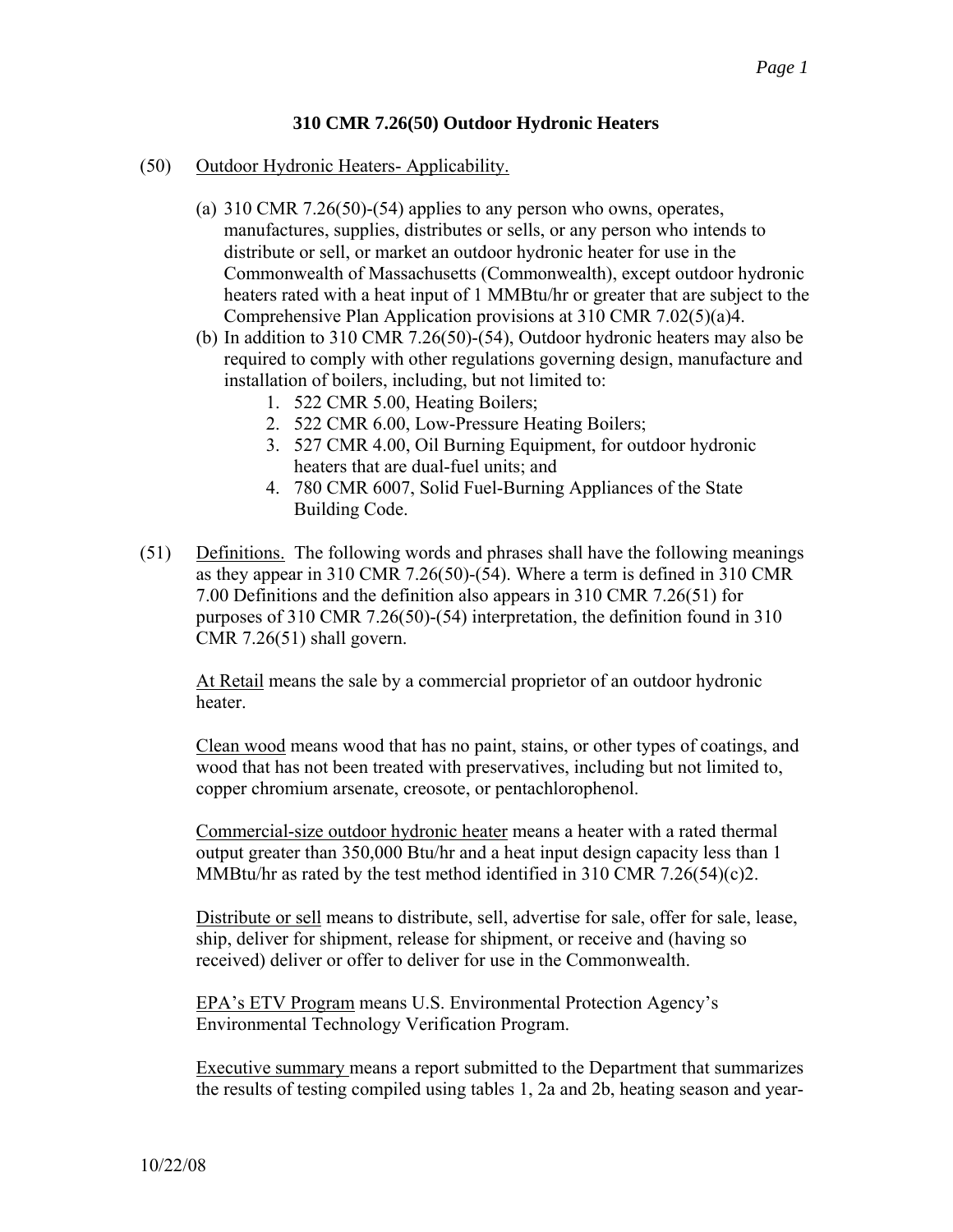# 310 CMR 7.26(50) Outdoor Hydronic Heaters

(50) Outdoor Hydronic Heaters- Applicability.

(a) 310 CMR 7.26(50)-(54) applies to any person who owns, operates, manufactures, supplies, distributes or sells, or any person who intends to distribute or sell, or market an outdoor hydronic heater for use in the Commonwealth of Massachusetts (Commonwealth), except outdoor hydronic heaters rated with a heat input of 1 MMBtu/hr or greater that are subject to the Comprehensive Plan Application provisions at 310 CMR 7.02(5)(a)4.

(b) In addition to 310 CMR 7.26(50)-(54), Outdoor hydronic heaters may also be required to comply with other regulations governing design, manufacture and installation of boilers, including, but not limited to:

1. 522 CMR 5.00, Heating Boilers;
2. 522 CMR 6.00, Low-Pressure Heating Boilers;
3. 527 CMR 4.00, Oil Burning Equipment, for outdoor hydronic heaters that are dual-fuel units; and
4. 780 CMR 6007, Solid Fuel-Burning Appliances of the State Building Code.

(51) Definitions. The following words and phrases shall have the following meanings as they appear in 310 CMR 7.26(50)-(54). Where a term is defined in 310 CMR 7.00 Definitions and the definition also appears in 310 CMR 7.26(51) for purposes of 310 CMR 7.26(50)-(54) interpretation, the definition found in 310 CMR 7.26(51) shall govern.

At Retail means the sale by a commercial proprietor of an outdoor hydronic heater.

Clean wood means wood that has no paint, stains, or other types of coatings, and wood that has not been treated with preservatives, including but not limited to, copper chromium arsenate, creosote, or pentachlorophenol.

Commercial-size outdoor hydronic heater means a heater with a rated thermal output greater than 350,000 Btu/hr and a heat input design capacity less than 1 MMBtu/hr as rated by the test method identified in 310 CMR 7.26(54)(c)2.

Distribute or sell means to distribute, sell, advertise for sale, offer for sale, lease, ship, deliver for shipment, release for shipment, or receive and (having so received) deliver or offer to deliver for use in the Commonwealth.

EPA's ETV Program means U.S. Environmental Protection Agency's Environmental Technology Verification Program.

Executive summary means a report submitted to the Department that summarizes the results of testing compiled using tables 1, 2a and 2b, heating season and year-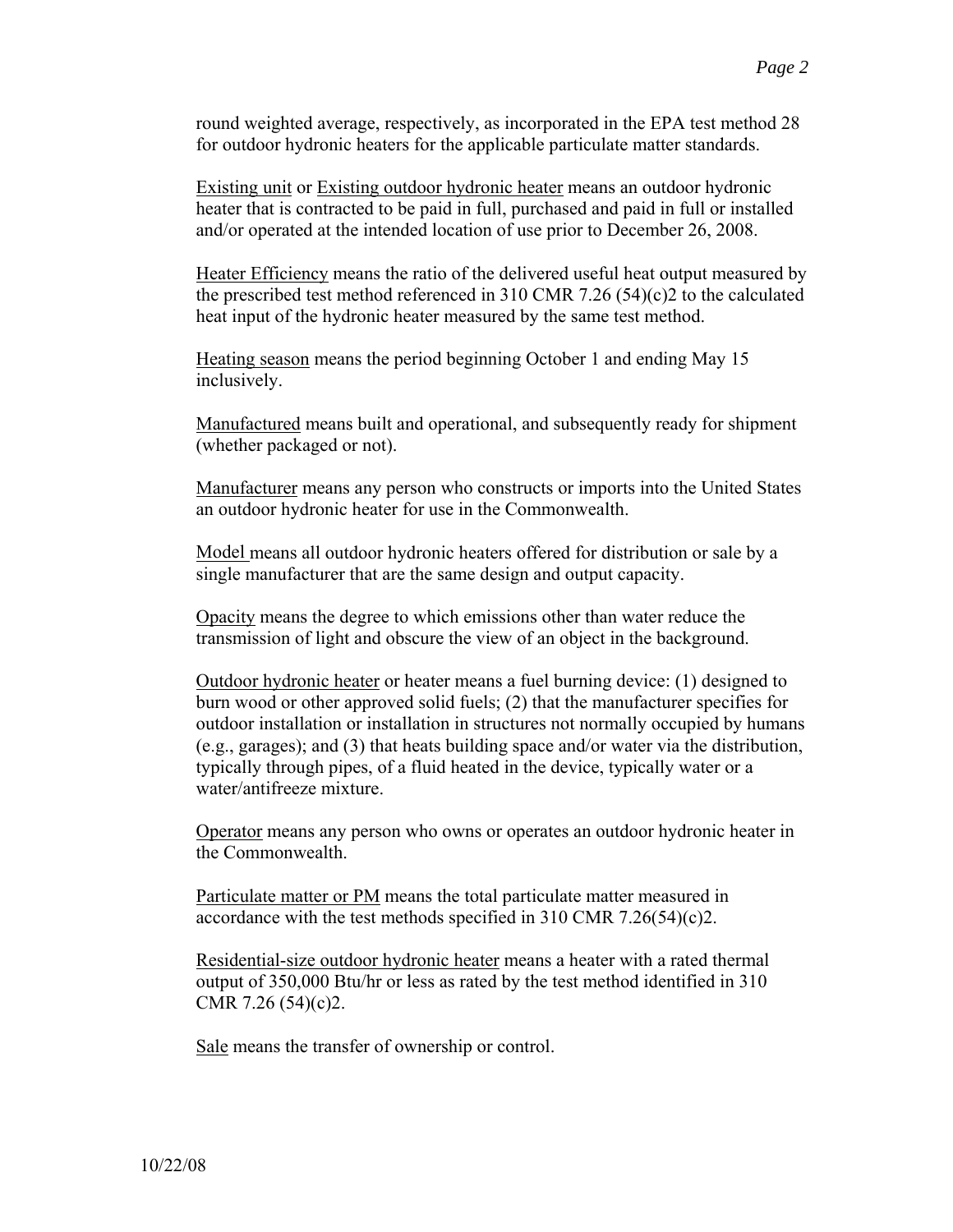round weighted average, respectively, as incorporated in the EPA test method 28 for outdoor hydronic heaters for the applicable particulate matter standards.

Existing unit or Existing outdoor hydronic heater means an outdoor hydronic heater that is contracted to be paid in full, purchased and paid in full or installed and/or operated at the intended location of use prior to December 26, 2008.

Heater Efficiency means the ratio of the delivered useful heat output measured by the prescribed test method referenced in 310 CMR 7.26 (54)(c)2 to the calculated heat input of the hydronic heater measured by the same test method.

Heating season means the period beginning October 1 and ending May 15 inclusively.

Manufactured means built and operational, and subsequently ready for shipment (whether packaged or not).

Manufacturer means any person who constructs or imports into the United States an outdoor hydronic heater for use in the Commonwealth.

Model means all outdoor hydronic heaters offered for distribution or sale by a single manufacturer that are the same design and output capacity.

Opacity means the degree to which emissions other than water reduce the transmission of light and obscure the view of an object in the background.

Outdoor hydronic heater or heater means a fuel burning device: (1) designed to burn wood or other approved solid fuels; (2) that the manufacturer specifies for outdoor installation or installation in structures not normally occupied by humans (e.g., garages); and (3) that heats building space and/or water via the distribution, typically through pipes, of a fluid heated in the device, typically water or a water/antifreeze mixture.

Operator means any person who owns or operates an outdoor hydronic heater in the Commonwealth.

Particulate matter or PM means the total particulate matter measured in accordance with the test methods specified in 310 CMR 7.26(54)(c)2.

Residential-size outdoor hydronic heater means a heater with a rated thermal output of 350,000 Btu/hr or less as rated by the test method identified in 310 CMR 7.26 (54)(c)2.

Sale means the transfer of ownership or control.

10/22/08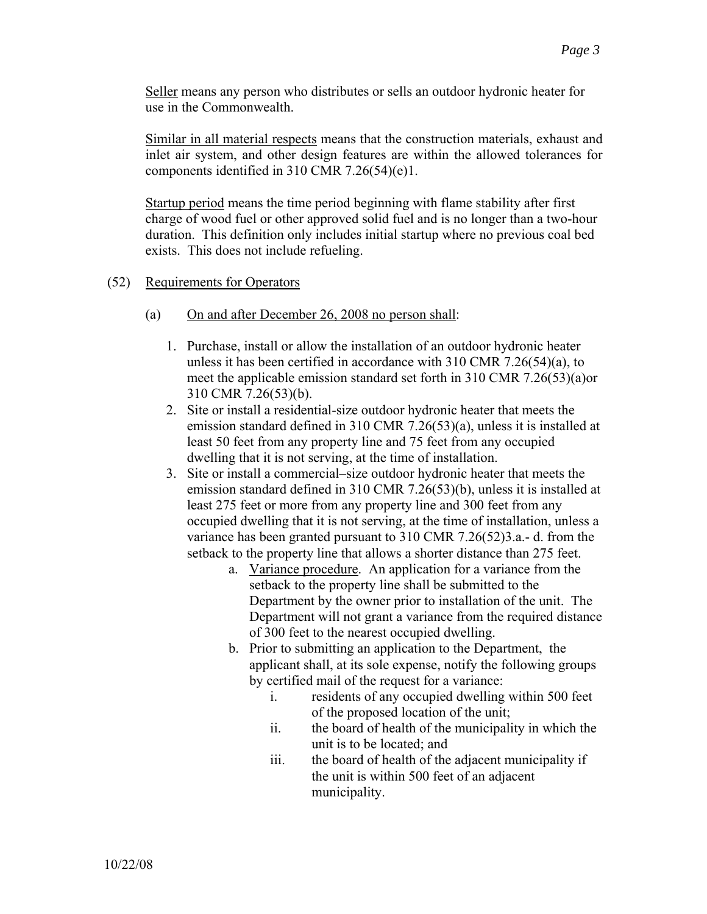Seller means any person who distributes or sells an outdoor hydronic heater for use in the Commonwealth.

Similar in all material respects means that the construction materials, exhaust and inlet air system, and other design features are within the allowed tolerances for components identified in 310 CMR 7.26(54)(e)1.

Startup period means the time period beginning with flame stability after first charge of wood fuel or other approved solid fuel and is no longer than a two-hour duration. This definition only includes initial startup where no previous coal bed exists. This does not include refueling.

(52) Requirements for Operators

(a) On and after December 26, 2008 no person shall:

1. Purchase, install or allow the installation of an outdoor hydronic heater unless it has been certified in accordance with 310 CMR 7.26(54)(a), to meet the applicable emission standard set forth in 310 CMR 7.26(53)(a)or 310 CMR 7.26(53)(b).
2. Site or install a residential-size outdoor hydronic heater that meets the emission standard defined in 310 CMR 7.26(53)(a), unless it is installed at least 50 feet from any property line and 75 feet from any occupied dwelling that it is not serving, at the time of installation.
3. Site or install a commercial–size outdoor hydronic heater that meets the emission standard defined in 310 CMR 7.26(53)(b), unless it is installed at least 275 feet or more from any property line and 300 feet from any occupied dwelling that it is not serving, at the time of installation, unless a variance has been granted pursuant to 310 CMR 7.26(52)3.a.- d. from the setback to the property line that allows a shorter distance than 275 feet.
   a. Variance procedure. An application for a variance from the setback to the property line shall be submitted to the Department by the owner prior to installation of the unit. The Department will not grant a variance from the required distance of 300 feet to the nearest occupied dwelling.
   b. Prior to submitting an application to the Department, the applicant shall, at its sole expense, notify the following groups by certified mail of the request for a variance:
      i. residents of any occupied dwelling within 500 feet of the proposed location of the unit;
      ii. the board of health of the municipality in which the unit is to be located; and
      iii. the board of health of the adjacent municipality if the unit is within 500 feet of an adjacent municipality.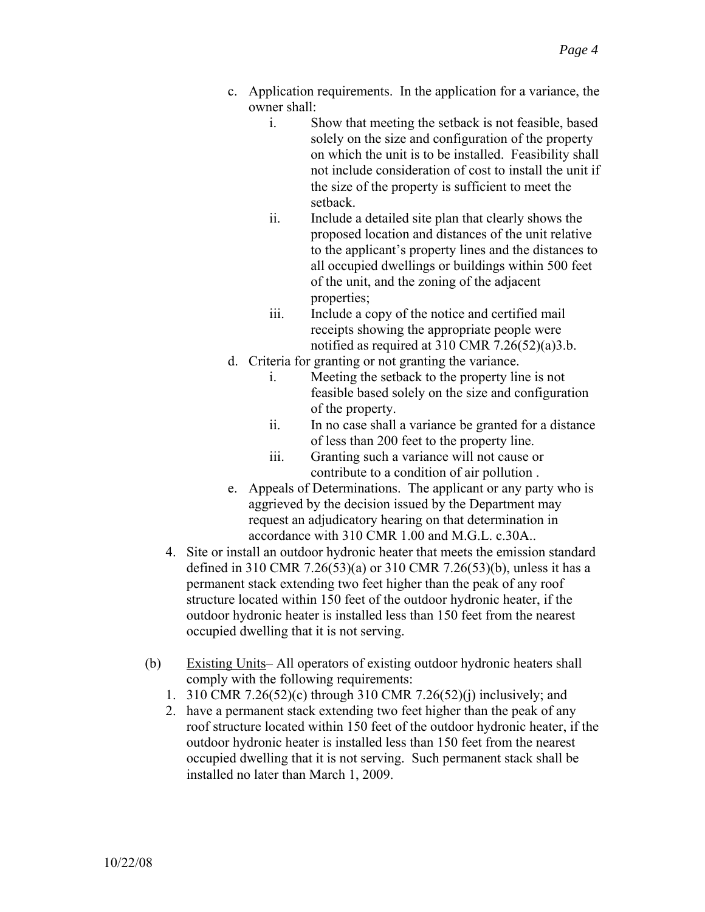c. Application requirements. In the application for a variance, the owner shall:
    i. Show that meeting the setback is not feasible, based solely on the size and configuration of the property on which the unit is to be installed. Feasibility shall not include consideration of cost to install the unit if the size of the property is sufficient to meet the setback.
    ii. Include a detailed site plan that clearly shows the proposed location and distances of the unit relative to the applicant's property lines and the distances to all occupied dwellings or buildings within 500 feet of the unit, and the zoning of the adjacent properties;
    iii. Include a copy of the notice and certified mail receipts showing the appropriate people were notified as required at 310 CMR 7.26(52)(a)3.b.

d. Criteria for granting or not granting the variance.
    i. Meeting the setback to the property line is not feasible based solely on the size and configuration of the property.
    ii. In no case shall a variance be granted for a distance of less than 200 feet to the property line.
    iii. Granting such a variance will not cause or contribute to a condition of air pollution .

e. Appeals of Determinations. The applicant or any party who is aggrieved by the decision issued by the Department may request an adjudicatory hearing on that determination in accordance with 310 CMR 1.00 and M.G.L. c.30A..

4. Site or install an outdoor hydronic heater that meets the emission standard defined in 310 CMR 7.26(53)(a) or 310 CMR 7.26(53)(b), unless it has a permanent stack extending two feet higher than the peak of any roof structure located within 150 feet of the outdoor hydronic heater, if the outdoor hydronic heater is installed less than 150 feet from the nearest occupied dwelling that it is not serving.

(b) Existing Units– All operators of existing outdoor hydronic heaters shall comply with the following requirements:

1. 310 CMR 7.26(52)(c) through 310 CMR 7.26(52)(j) inclusively; and
2. have a permanent stack extending two feet higher than the peak of any roof structure located within 150 feet of the outdoor hydronic heater, if the outdoor hydronic heater is installed less than 150 feet from the nearest occupied dwelling that it is not serving. Such permanent stack shall be installed no later than March 1, 2009.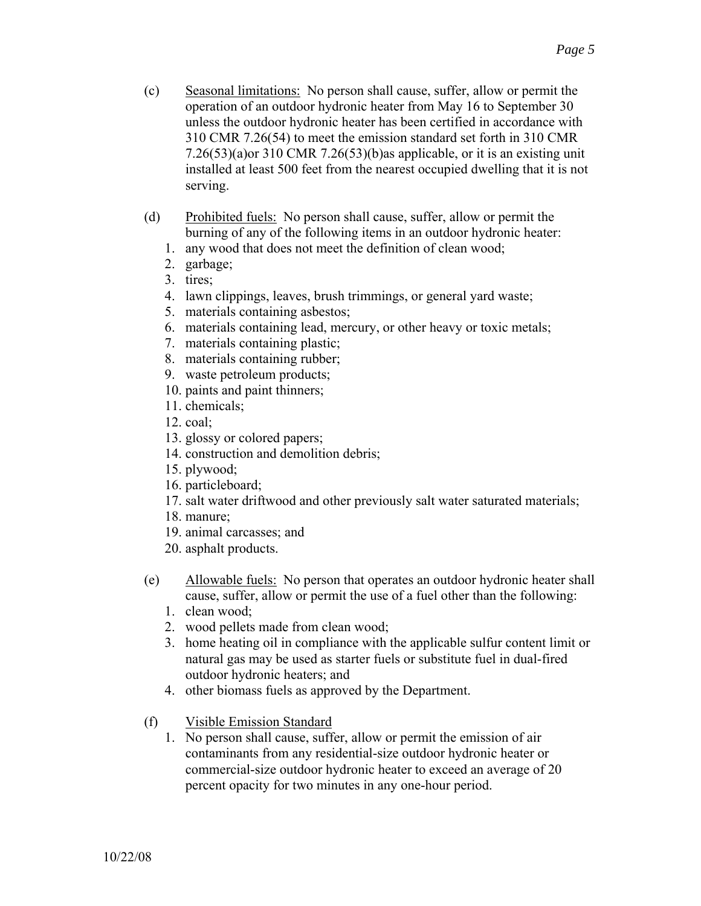(c) Seasonal limitations: No person shall cause, suffer, allow or permit the operation of an outdoor hydronic heater from May 16 to September 30 unless the outdoor hydronic heater has been certified in accordance with 310 CMR 7.26(54) to meet the emission standard set forth in 310 CMR 7.26(53)(a)or 310 CMR 7.26(53)(b)as applicable, or it is an existing unit installed at least 500 feet from the nearest occupied dwelling that it is not serving.

(d) Prohibited fuels: No person shall cause, suffer, allow or permit the burning of any of the following items in an outdoor hydronic heater:

1. any wood that does not meet the definition of clean wood;
2. garbage;
3. tires;
4. lawn clippings, leaves, brush trimmings, or general yard waste;
5. materials containing asbestos;
6. materials containing lead, mercury, or other heavy or toxic metals;
7. materials containing plastic;
8. materials containing rubber;
9. waste petroleum products;
10. paints and paint thinners;
11. chemicals;
12. coal;
13. glossy or colored papers;
14. construction and demolition debris;
15. plywood;
16. particleboard;
17. salt water driftwood and other previously salt water saturated materials;
18. manure;
19. animal carcasses; and
20. asphalt products.

(e) Allowable fuels: No person that operates an outdoor hydronic heater shall cause, suffer, allow or permit the use of a fuel other than the following:

1. clean wood;
2. wood pellets made from clean wood;
3. home heating oil in compliance with the applicable sulfur content limit or natural gas may be used as starter fuels or substitute fuel in dual-fired outdoor hydronic heaters; and
4. other biomass fuels as approved by the Department.

(f) Visible Emission Standard

1. No person shall cause, suffer, allow or permit the emission of air contaminants from any residential-size outdoor hydronic heater or commercial-size outdoor hydronic heater to exceed an average of 20 percent opacity for two minutes in any one-hour period.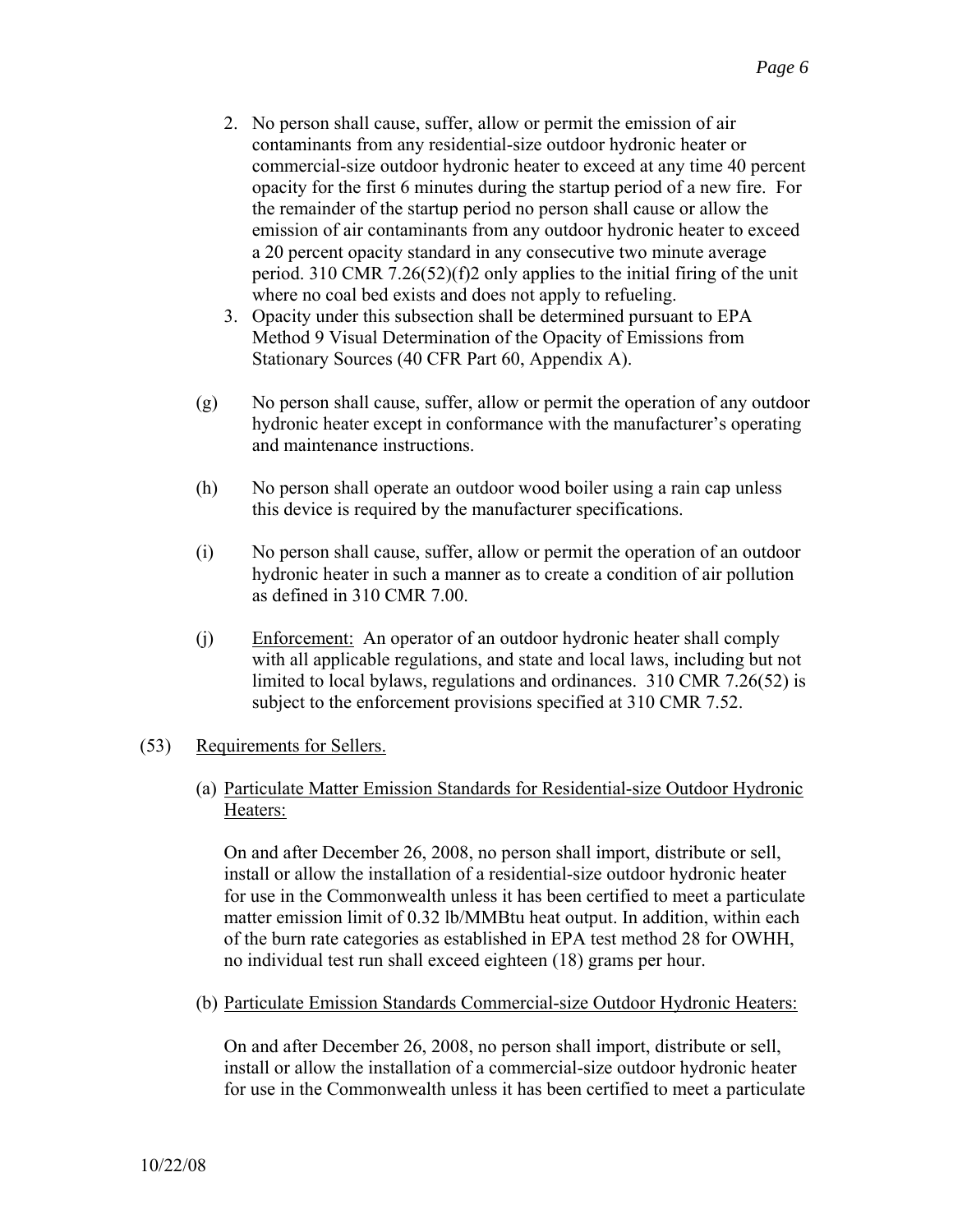2. No person shall cause, suffer, allow or permit the emission of air contaminants from any residential-size outdoor hydronic heater or commercial-size outdoor hydronic heater to exceed at any time 40 percent opacity for the first 6 minutes during the startup period of a new fire. For the remainder of the startup period no person shall cause or allow the emission of air contaminants from any outdoor hydronic heater to exceed a 20 percent opacity standard in any consecutive two minute average period. 310 CMR 7.26(52)(f)2 only applies to the initial firing of the unit where no coal bed exists and does not apply to refueling.
3. Opacity under this subsection shall be determined pursuant to EPA Method 9 Visual Determination of the Opacity of Emissions from Stationary Sources (40 CFR Part 60, Appendix A).

(g) No person shall cause, suffer, allow or permit the operation of any outdoor hydronic heater except in conformance with the manufacturer's operating and maintenance instructions.

(h) No person shall operate an outdoor wood boiler using a rain cap unless this device is required by the manufacturer specifications.

(i) No person shall cause, suffer, allow or permit the operation of an outdoor hydronic heater in such a manner as to create a condition of air pollution as defined in 310 CMR 7.00.

(j) Enforcement: An operator of an outdoor hydronic heater shall comply with all applicable regulations, and state and local laws, including but not limited to local bylaws, regulations and ordinances. 310 CMR 7.26(52) is subject to the enforcement provisions specified at 310 CMR 7.52.

(53) Requirements for Sellers.

(a) Particulate Matter Emission Standards for Residential-size Outdoor Hydronic Heaters:

On and after December 26, 2008, no person shall import, distribute or sell, install or allow the installation of a residential-size outdoor hydronic heater for use in the Commonwealth unless it has been certified to meet a particulate matter emission limit of 0.32 lb/MMBtu heat output. In addition, within each of the burn rate categories as established in EPA test method 28 for OWHH, no individual test run shall exceed eighteen (18) grams per hour.

(b) Particulate Emission Standards Commercial-size Outdoor Hydronic Heaters:

On and after December 26, 2008, no person shall import, distribute or sell, install or allow the installation of a commercial-size outdoor hydronic heater for use in the Commonwealth unless it has been certified to meet a particulate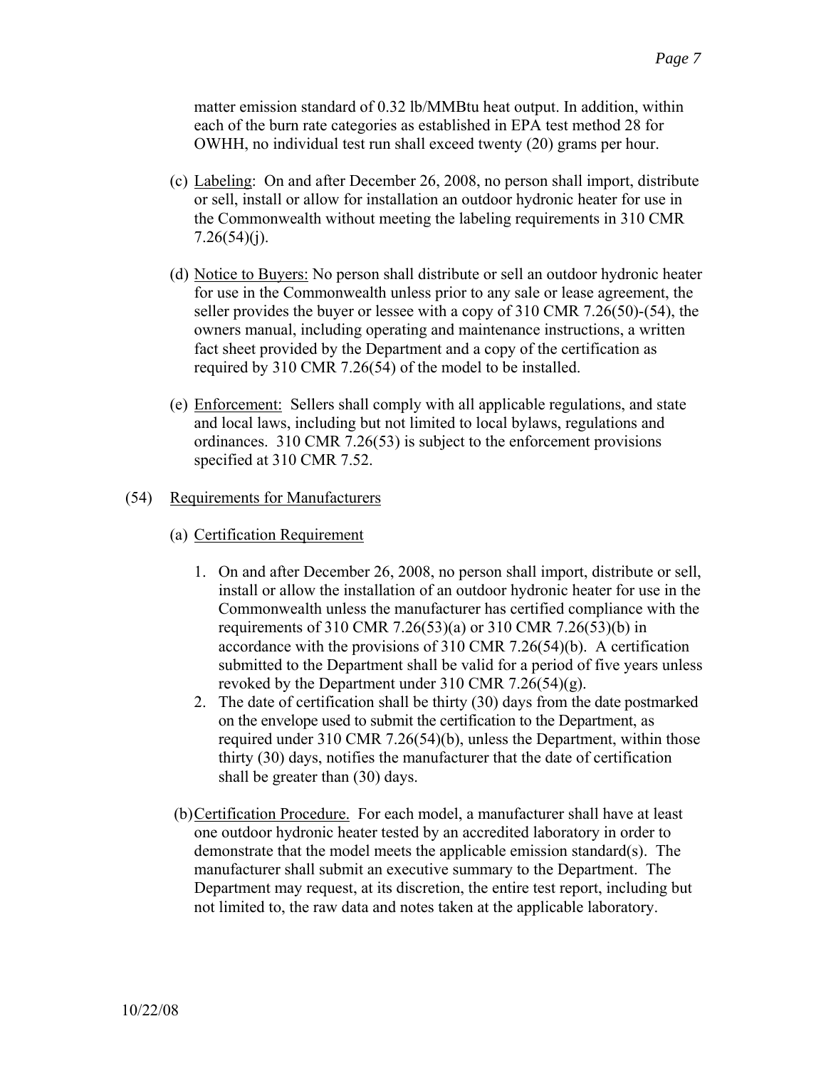matter emission standard of 0.32 lb/MMBtu heat output. In addition, within each of the burn rate categories as established in EPA test method 28 for OWHH, no individual test run shall exceed twenty (20) grams per hour.

(c) Labeling: On and after December 26, 2008, no person shall import, distribute or sell, install or allow for installation an outdoor hydronic heater for use in the Commonwealth without meeting the labeling requirements in 310 CMR 7.26(54)(j).

(d) Notice to Buyers: No person shall distribute or sell an outdoor hydronic heater for use in the Commonwealth unless prior to any sale or lease agreement, the seller provides the buyer or lessee with a copy of 310 CMR 7.26(50)-(54), the owners manual, including operating and maintenance instructions, a written fact sheet provided by the Department and a copy of the certification as required by 310 CMR 7.26(54) of the model to be installed.

(e) Enforcement: Sellers shall comply with all applicable regulations, and state and local laws, including but not limited to local bylaws, regulations and ordinances. 310 CMR 7.26(53) is subject to the enforcement provisions specified at 310 CMR 7.52.

(54) Requirements for Manufacturers

(a) Certification Requirement

1. On and after December 26, 2008, no person shall import, distribute or sell, install or allow the installation of an outdoor hydronic heater for use in the Commonwealth unless the manufacturer has certified compliance with the requirements of 310 CMR 7.26(53)(a) or 310 CMR 7.26(53)(b) in accordance with the provisions of 310 CMR 7.26(54)(b). A certification submitted to the Department shall be valid for a period of five years unless revoked by the Department under 310 CMR 7.26(54)(g).
2. The date of certification shall be thirty (30) days from the date postmarked on the envelope used to submit the certification to the Department, as required under 310 CMR 7.26(54)(b), unless the Department, within those thirty (30) days, notifies the manufacturer that the date of certification shall be greater than (30) days.

(b) Certification Procedure. For each model, a manufacturer shall have at least one outdoor hydronic heater tested by an accredited laboratory in order to demonstrate that the model meets the applicable emission standard(s). The manufacturer shall submit an executive summary to the Department. The Department may request, at its discretion, the entire test report, including but not limited to, the raw data and notes taken at the applicable laboratory.

10/22/08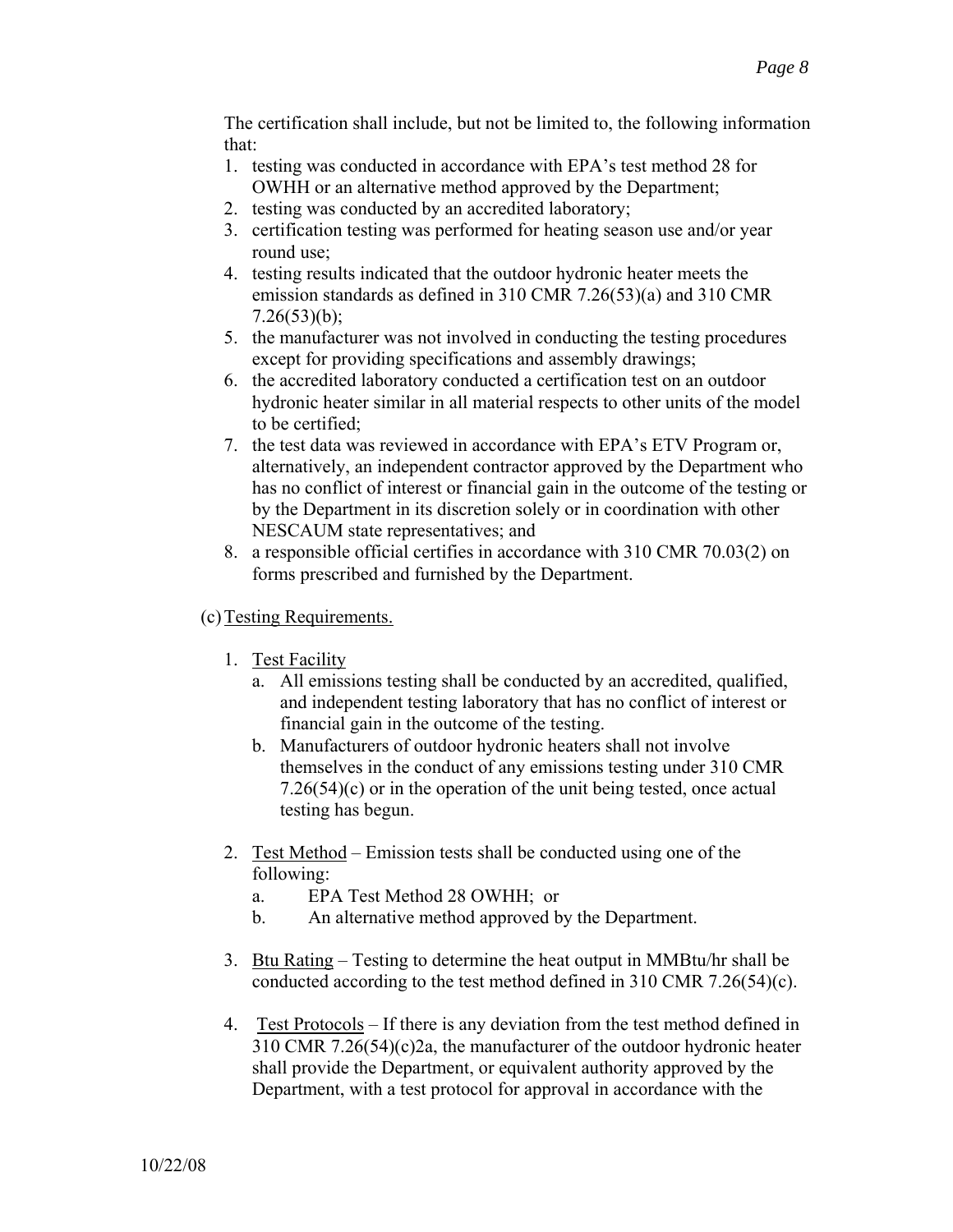The certification shall include, but not be limited to, the following information that:

1. testing was conducted in accordance with EPA's test method 28 for OWHH or an alternative method approved by the Department;
2. testing was conducted by an accredited laboratory;
3. certification testing was performed for heating season use and/or year round use;
4. testing results indicated that the outdoor hydronic heater meets the emission standards as defined in 310 CMR 7.26(53)(a) and 310 CMR 7.26(53)(b);
5. the manufacturer was not involved in conducting the testing procedures except for providing specifications and assembly drawings;
6. the accredited laboratory conducted a certification test on an outdoor hydronic heater similar in all material respects to other units of the model to be certified;
7. the test data was reviewed in accordance with EPA's ETV Program or, alternatively, an independent contractor approved by the Department who has no conflict of interest or financial gain in the outcome of the testing or by the Department in its discretion solely or in coordination with other NESCAUM state representatives; and
8. a responsible official certifies in accordance with 310 CMR 70.03(2) on forms prescribed and furnished by the Department.

(c) Testing Requirements.

1. Test Facility
   a. All emissions testing shall be conducted by an accredited, qualified, and independent testing laboratory that has no conflict of interest or financial gain in the outcome of the testing.
   b. Manufacturers of outdoor hydronic heaters shall not involve themselves in the conduct of any emissions testing under 310 CMR 7.26(54)(c) or in the operation of the unit being tested, once actual testing has begun.

2. Test Method – Emission tests shall be conducted using one of the following:
   a. EPA Test Method 28 OWHH; or
   b. An alternative method approved by the Department.

3. Btu Rating – Testing to determine the heat output in MMBtu/hr shall be conducted according to the test method defined in 310 CMR 7.26(54)(c).

4. Test Protocols – If there is any deviation from the test method defined in 310 CMR 7.26(54)(c)2a, the manufacturer of the outdoor hydronic heater shall provide the Department, or equivalent authority approved by the Department, with a test protocol for approval in accordance with the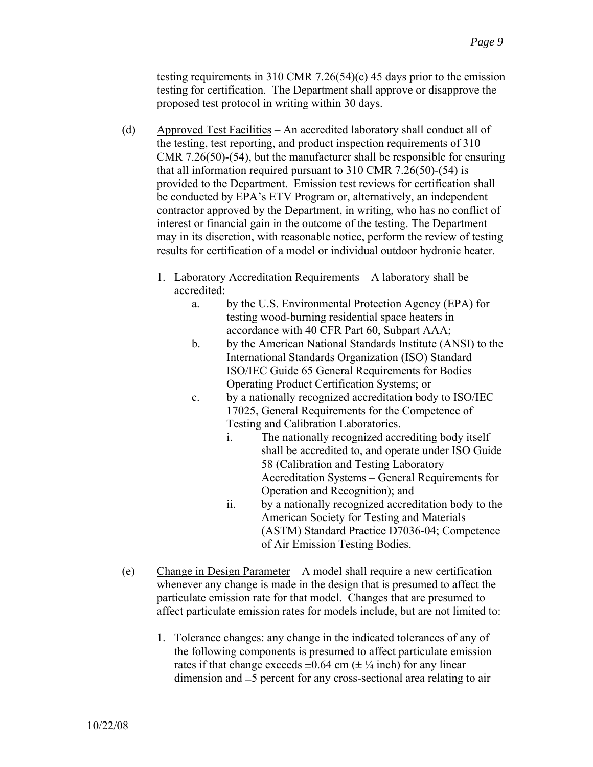testing requirements in 310 CMR 7.26(54)(c) 45 days prior to the emission testing for certification. The Department shall approve or disapprove the proposed test protocol in writing within 30 days.

(d) Approved Test Facilities – An accredited laboratory shall conduct all of the testing, test reporting, and product inspection requirements of 310 CMR 7.26(50)-(54), but the manufacturer shall be responsible for ensuring that all information required pursuant to 310 CMR 7.26(50)-(54) is provided to the Department. Emission test reviews for certification shall be conducted by EPA's ETV Program or, alternatively, an independent contractor approved by the Department, in writing, who has no conflict of interest or financial gain in the outcome of the testing. The Department may in its discretion, with reasonable notice, perform the review of testing results for certification of a model or individual outdoor hydronic heater.

1. Laboratory Accreditation Requirements – A laboratory shall be accredited:
   a. by the U.S. Environmental Protection Agency (EPA) for testing wood-burning residential space heaters in accordance with 40 CFR Part 60, Subpart AAA;
   b. by the American National Standards Institute (ANSI) to the International Standards Organization (ISO) Standard ISO/IEC Guide 65 General Requirements for Bodies Operating Product Certification Systems; or
   c. by a nationally recognized accreditation body to ISO/IEC 17025, General Requirements for the Competence of Testing and Calibration Laboratories.
      i. The nationally recognized accrediting body itself shall be accredited to, and operate under ISO Guide 58 (Calibration and Testing Laboratory Accreditation Systems – General Requirements for Operation and Recognition); and
      ii. by a nationally recognized accreditation body to the American Society for Testing and Materials (ASTM) Standard Practice D7036-04; Competence of Air Emission Testing Bodies.

(e) Change in Design Parameter – A model shall require a new certification whenever any change is made in the design that is presumed to affect the particulate emission rate for that model. Changes that are presumed to affect particulate emission rates for models include, but are not limited to:

1. Tolerance changes: any change in the indicated tolerances of any of the following components is presumed to affect particulate emission rates if that change exceeds ±0.64 cm (± ¼ inch) for any linear dimension and ±5 percent for any cross-sectional area relating to air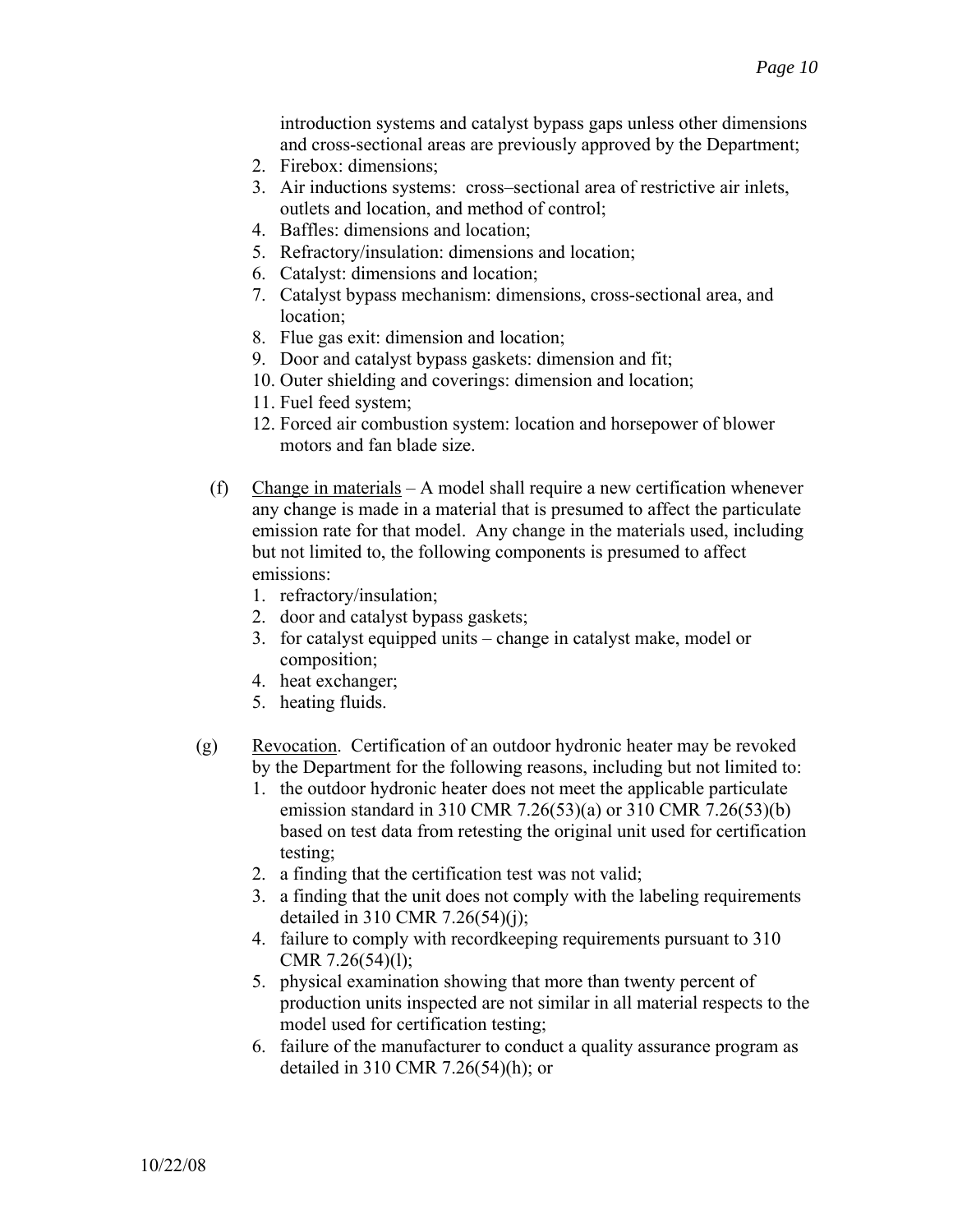introduction systems and catalyst bypass gaps unless other dimensions and cross-sectional areas are previously approved by the Department;

2. Firebox: dimensions;
3. Air inductions systems: cross–sectional area of restrictive air inlets, outlets and location, and method of control;
4. Baffles: dimensions and location;
5. Refractory/insulation: dimensions and location;
6. Catalyst: dimensions and location;
7. Catalyst bypass mechanism: dimensions, cross-sectional area, and location;
8. Flue gas exit: dimension and location;
9. Door and catalyst bypass gaskets: dimension and fit;
10. Outer shielding and coverings: dimension and location;
11. Fuel feed system;
12. Forced air combustion system: location and horsepower of blower motors and fan blade size.

(f) Change in materials – A model shall require a new certification whenever any change is made in a material that is presumed to affect the particulate emission rate for that model. Any change in the materials used, including but not limited to, the following components is presumed to affect emissions:

1. refractory/insulation;
2. door and catalyst bypass gaskets;
3. for catalyst equipped units – change in catalyst make, model or composition;
4. heat exchanger;
5. heating fluids.

(g) Revocation. Certification of an outdoor hydronic heater may be revoked by the Department for the following reasons, including but not limited to:

1. the outdoor hydronic heater does not meet the applicable particulate emission standard in 310 CMR 7.26(53)(a) or 310 CMR 7.26(53)(b) based on test data from retesting the original unit used for certification testing;
2. a finding that the certification test was not valid;
3. a finding that the unit does not comply with the labeling requirements detailed in 310 CMR 7.26(54)(j);
4. failure to comply with recordkeeping requirements pursuant to 310 CMR 7.26(54)(l);
5. physical examination showing that more than twenty percent of production units inspected are not similar in all material respects to the model used for certification testing;
6. failure of the manufacturer to conduct a quality assurance program as detailed in 310 CMR 7.26(54)(h); or

10/22/08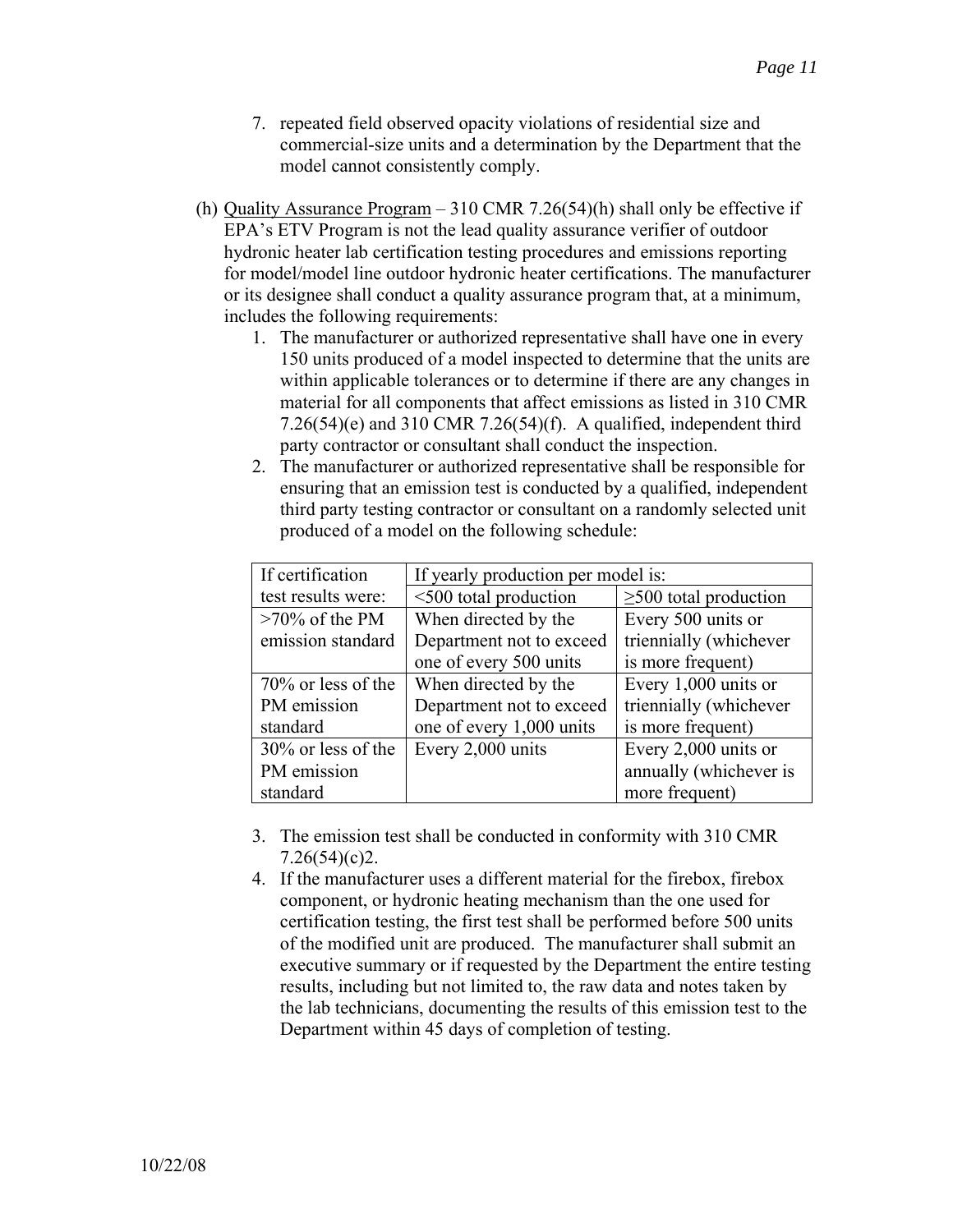7. repeated field observed opacity violations of residential size and commercial-size units and a determination by the Department that the model cannot consistently comply.

(h) Quality Assurance Program – 310 CMR 7.26(54)(h) shall only be effective if EPA's ETV Program is not the lead quality assurance verifier of outdoor hydronic heater lab certification testing procedures and emissions reporting for model/model line outdoor hydronic heater certifications. The manufacturer or its designee shall conduct a quality assurance program that, at a minimum, includes the following requirements:

1. The manufacturer or authorized representative shall have one in every 150 units produced of a model inspected to determine that the units are within applicable tolerances or to determine if there are any changes in material for all components that affect emissions as listed in 310 CMR 7.26(54)(e) and 310 CMR 7.26(54)(f). A qualified, independent third party contractor or consultant shall conduct the inspection.
2. The manufacturer or authorized representative shall be responsible for ensuring that an emission test is conducted by a qualified, independent third party testing contractor or consultant on a randomly selected unit produced of a model on the following schedule:

| If certification test results were: | If yearly production per model is: | |
|---|---|---|
| | <500 total production | ≥500 total production |
| >70% of the PM emission standard | When directed by the Department not to exceed one of every 500 units | Every 500 units or triennially (whichever is more frequent) |
| 70% or less of the PM emission standard | When directed by the Department not to exceed one of every 1,000 units | Every 1,000 units or triennially (whichever is more frequent) |
| 30% or less of the PM emission standard | Every 2,000 units | Every 2,000 units or annually (whichever is more frequent) |

3. The emission test shall be conducted in conformity with 310 CMR 7.26(54)(c)2.
4. If the manufacturer uses a different material for the firebox, firebox component, or hydronic heating mechanism than the one used for certification testing, the first test shall be performed before 500 units of the modified unit are produced. The manufacturer shall submit an executive summary or if requested by the Department the entire testing results, including but not limited to, the raw data and notes taken by the lab technicians, documenting the results of this emission test to the Department within 45 days of completion of testing.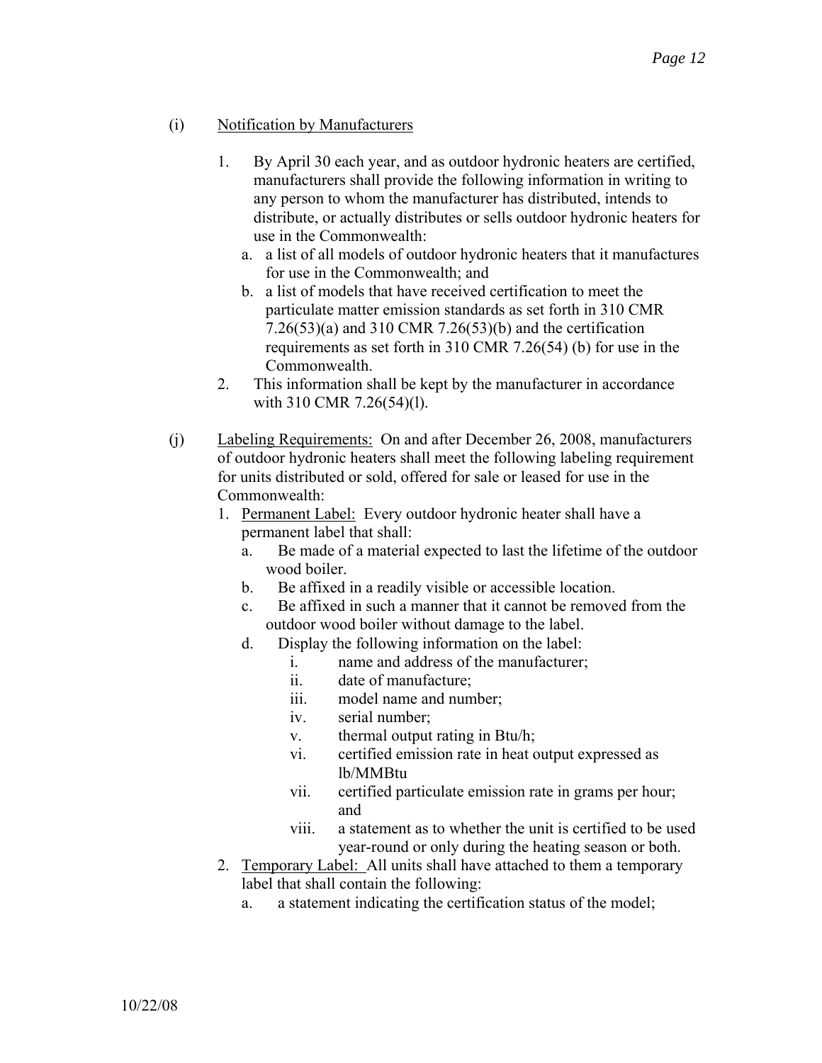(i) Notification by Manufacturers

1. By April 30 each year, and as outdoor hydronic heaters are certified, manufacturers shall provide the following information in writing to any person to whom the manufacturer has distributed, intends to distribute, or actually distributes or sells outdoor hydronic heaters for use in the Commonwealth:
   a. a list of all models of outdoor hydronic heaters that it manufactures for use in the Commonwealth; and
   b. a list of models that have received certification to meet the particulate matter emission standards as set forth in 310 CMR 7.26(53)(a) and 310 CMR 7.26(53)(b) and the certification requirements as set forth in 310 CMR 7.26(54) (b) for use in the Commonwealth.
2. This information shall be kept by the manufacturer in accordance with 310 CMR 7.26(54)(l).

(j) Labeling Requirements: On and after December 26, 2008, manufacturers of outdoor hydronic heaters shall meet the following labeling requirement for units distributed or sold, offered for sale or leased for use in the Commonwealth:

1. Permanent Label: Every outdoor hydronic heater shall have a permanent label that shall:
   a. Be made of a material expected to last the lifetime of the outdoor wood boiler.
   b. Be affixed in a readily visible or accessible location.
   c. Be affixed in such a manner that it cannot be removed from the outdoor wood boiler without damage to the label.
   d. Display the following information on the label:
      i. name and address of the manufacturer;
      ii. date of manufacture;
      iii. model name and number;
      iv. serial number;
      v. thermal output rating in Btu/h;
      vi. certified emission rate in heat output expressed as lb/MMBtu
      vii. certified particulate emission rate in grams per hour; and
      viii. a statement as to whether the unit is certified to be used year-round or only during the heating season or both.
2. Temporary Label: All units shall have attached to them a temporary label that shall contain the following:
   a. a statement indicating the certification status of the model;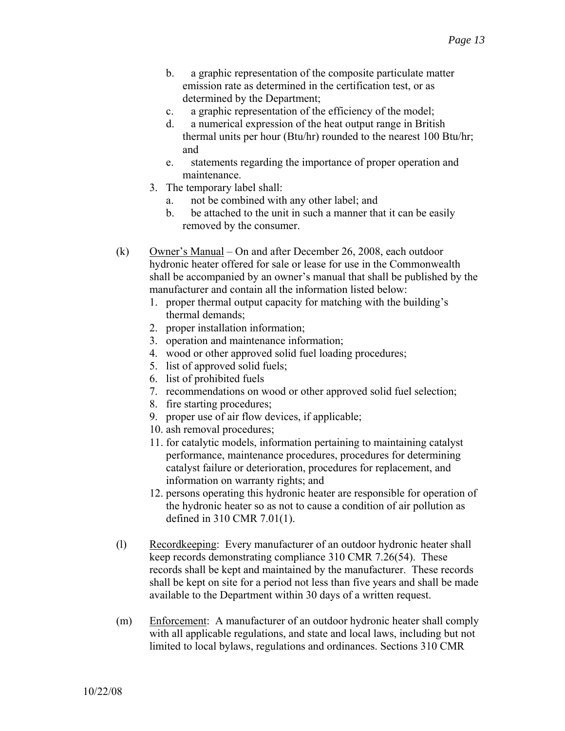b. a graphic representation of the composite particulate matter emission rate as determined in the certification test, or as determined by the Department;

c. a graphic representation of the efficiency of the model;

d. a numerical expression of the heat output range in British thermal units per hour (Btu/hr) rounded to the nearest 100 Btu/hr; and

e. statements regarding the importance of proper operation and maintenance.

3. The temporary label shall:

   a. not be combined with any other label; and

   b. be attached to the unit in such a manner that it can be easily removed by the consumer.

(k) Owner's Manual – On and after December 26, 2008, each outdoor hydronic heater offered for sale or lease for use in the Commonwealth shall be accompanied by an owner's manual that shall be published by the manufacturer and contain all the information listed below:

1. proper thermal output capacity for matching with the building's thermal demands;
2. proper installation information;
3. operation and maintenance information;
4. wood or other approved solid fuel loading procedures;
5. list of approved solid fuels;
6. list of prohibited fuels
7. recommendations on wood or other approved solid fuel selection;
8. fire starting procedures;
9. proper use of air flow devices, if applicable;
10. ash removal procedures;
11. for catalytic models, information pertaining to maintaining catalyst performance, maintenance procedures, procedures for determining catalyst failure or deterioration, procedures for replacement, and information on warranty rights; and
12. persons operating this hydronic heater are responsible for operation of the hydronic heater so as not to cause a condition of air pollution as defined in 310 CMR 7.01(1).

(l) Recordkeeping: Every manufacturer of an outdoor hydronic heater shall keep records demonstrating compliance 310 CMR 7.26(54). These records shall be kept and maintained by the manufacturer. These records shall be kept on site for a period not less than five years and shall be made available to the Department within 30 days of a written request.

(m) Enforcement: A manufacturer of an outdoor hydronic heater shall comply with all applicable regulations, and state and local laws, including but not limited to local bylaws, regulations and ordinances. Sections 310 CMR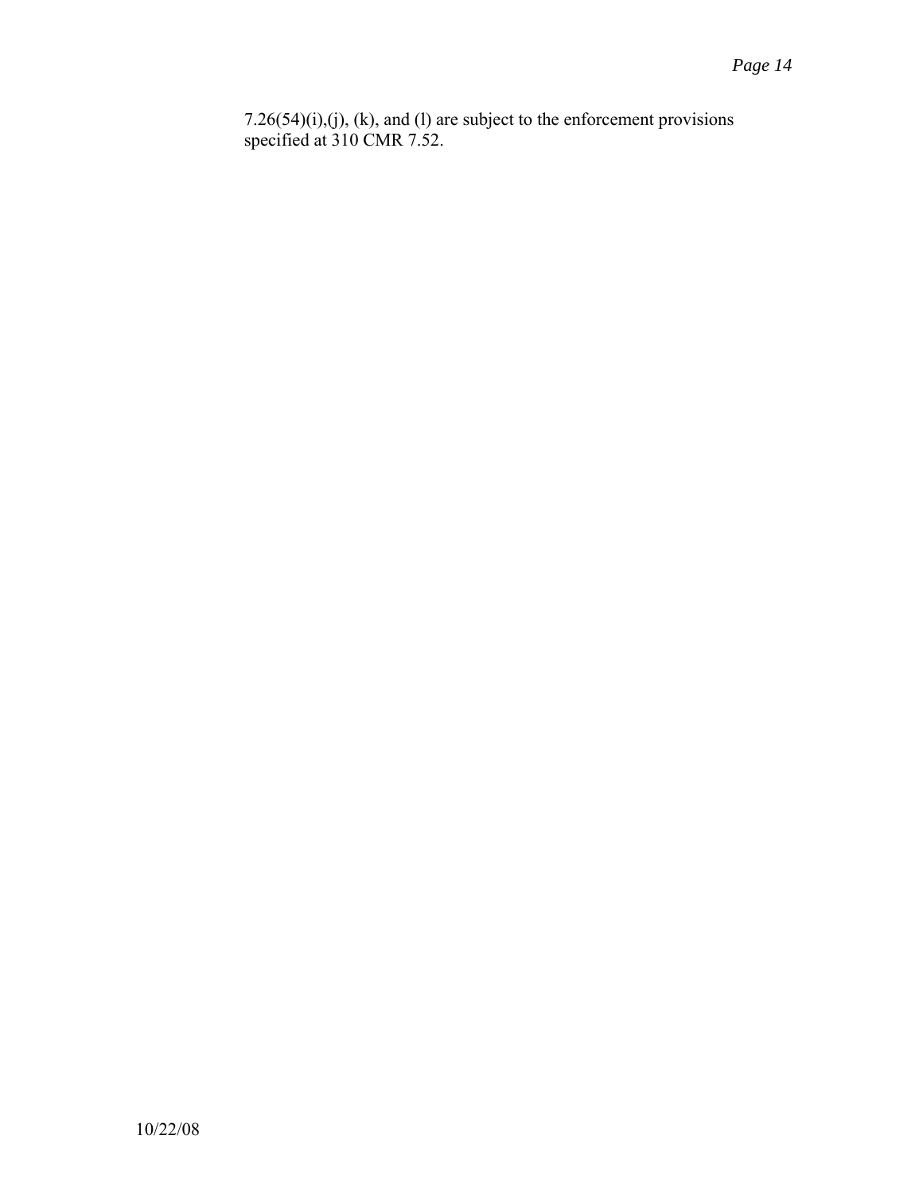7.26(54)(i),(j), (k), and (l) are subject to the enforcement provisions specified at 310 CMR 7.52.